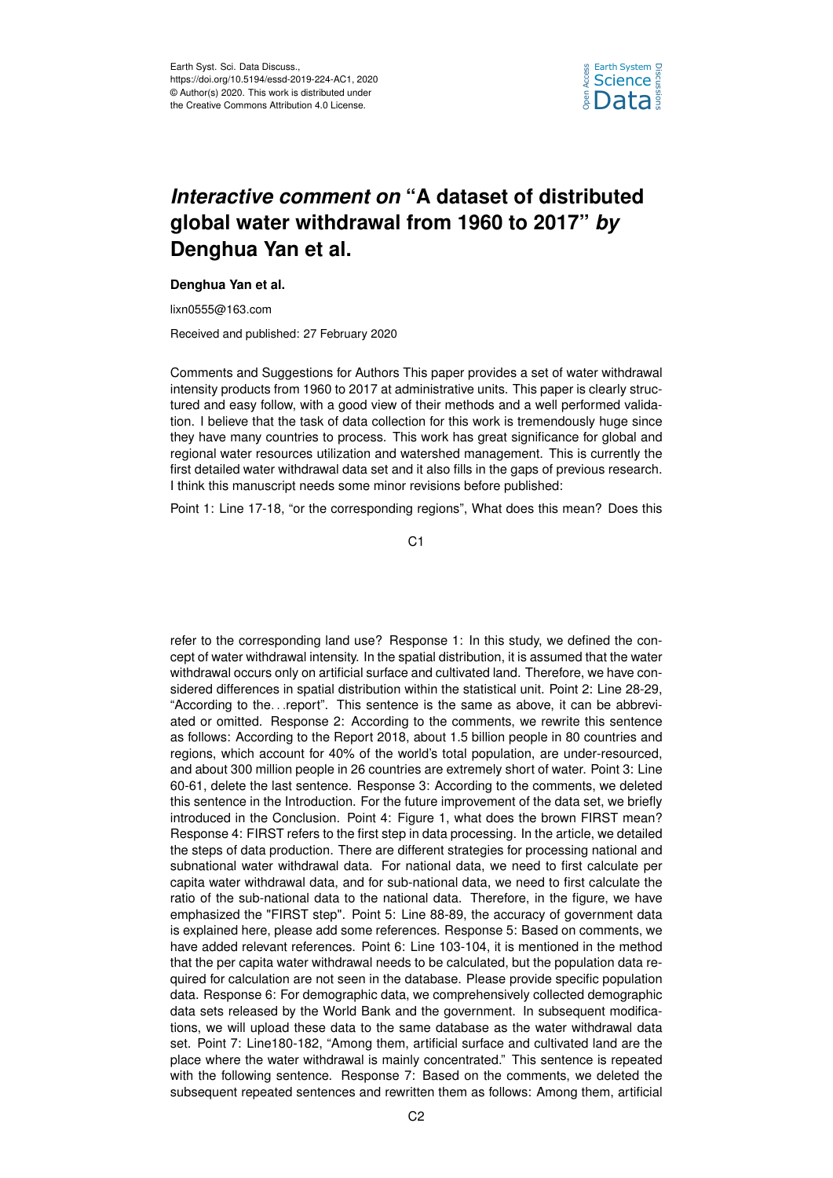# *Interactive comment on* "A dataset of distributed global water withdrawal from 1960 to 2017" *by* Denghua Yan et al.

**Denghua Yan et al.**

lixn0555@163.com

Received and published: 27 February 2020

Comments and Suggestions for Authors This paper provides a set of water withdrawal intensity products from 1960 to 2017 at administrative units. This paper is clearly structured and easy follow, with a good view of their methods and a well performed validation. I believe that the task of data collection for this work is tremendously huge since they have many countries to process. This work has great significance for global and regional water resources utilization and watershed management. This is currently the first detailed water withdrawal data set and it also fills in the gaps of previous research. I think this manuscript needs some minor revisions before published:

Point 1: Line 17-18, "or the corresponding regions", What does this mean? Does this refer to the corresponding land use? Response 1: In this study, we defined the concept of water withdrawal intensity. In the spatial distribution, it is assumed that the water withdrawal occurs only on artificial surface and cultivated land. Therefore, we have considered differences in spatial distribution within the statistical unit. Point 2: Line 28-29, "According to the. . .report". This sentence is the same as above, it can be abbreviated or omitted. Response 2: According to the comments, we rewrite this sentence as follows: According to the Report 2018, about 1.5 billion people in 80 countries and regions, which account for 40% of the world's total population, are under-resourced, and about 300 million people in 26 countries are extremely short of water. Point 3: Line 60-61, delete the last sentence. Response 3: According to the comments, we deleted this sentence in the Introduction. For the future improvement of the data set, we briefly introduced in the Conclusion. Point 4: Figure 1, what does the brown FIRST mean? Response 4: FIRST refers to the first step in data processing. In the article, we detailed the steps of data production. There are different strategies for processing national and subnational water withdrawal data. For national data, we need to first calculate per capita water withdrawal data, and for sub-national data, we need to first calculate the ratio of the sub-national data to the national data. Therefore, in the figure, we have emphasized the "FIRST step". Point 5: Line 88-89, the accuracy of government data is explained here, please add some references. Response 5: Based on comments, we have added relevant references. Point 6: Line 103-104, it is mentioned in the method that the per capita water withdrawal needs to be calculated, but the population data required for calculation are not seen in the database. Please provide specific population data. Response 6: For demographic data, we comprehensively collected demographic data sets released by the World Bank and the government. In subsequent modifications, we will upload these data to the same database as the water withdrawal data set. Point 7: Line180-182, "Among them, artificial surface and cultivated land are the place where the water withdrawal is mainly concentrated." This sentence is repeated with the following sentence. Response 7: Based on the comments, we deleted the subsequent repeated sentences and rewritten them as follows: Among them, artificial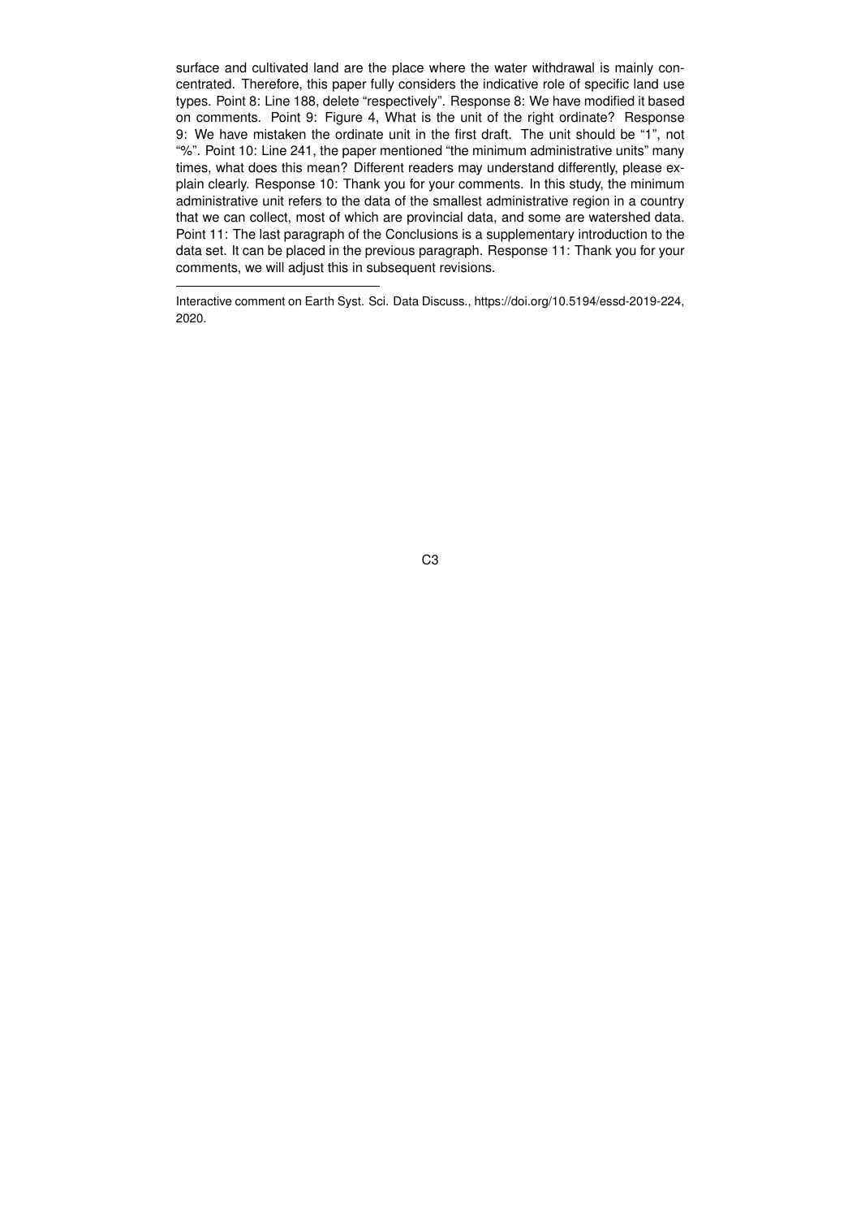surface and cultivated land are the place where the water withdrawal is mainly concentrated. Therefore, this paper fully considers the indicative role of specific land use types. Point 8: Line 188, delete "respectively". Response 8: We have modified it based on comments. Point 9: Figure 4, What is the unit of the right ordinate? Response 9: We have mistaken the ordinate unit in the first draft. The unit should be "1", not "%". Point 10: Line 241, the paper mentioned "the minimum administrative units" many times, what does this mean? Different readers may understand differently, please explain clearly. Response 10: Thank you for your comments. In this study, the minimum administrative unit refers to the data of the smallest administrative region in a country that we can collect, most of which are provincial data, and some are watershed data. Point 11: The last paragraph of the Conclusions is a supplementary introduction to the data set. It can be placed in the previous paragraph. Response 11: Thank you for your comments, we will adjust this in subsequent revisions.

---

Interactive comment on Earth Syst. Sci. Data Discuss., https://doi.org/10.5194/essd-2019-224, 2020.